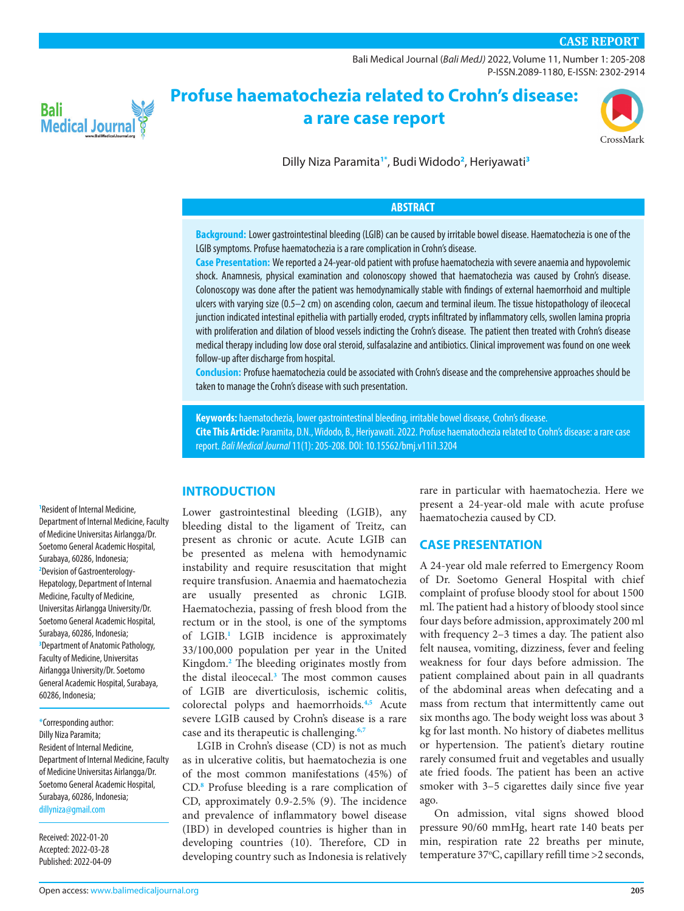CASE REPORT

# Profuse haematochezia related to Crohn's disease: a rare case report

Dilly Niza Paramita[1*], Budi Widodo[2], Heriyawati[3]

## ABSTRACT

**Background:** Lower gastrointestinal bleeding (LGIB) can be caused by irritable bowel disease. Haematochezia is one of the LGIB symptoms. Profuse haematochezia is a rare complication in Crohn's disease.

**Case Presentation:** We reported a 24-year-old patient with profuse haematochezia with severe anaemia and hypovolemic shock. Anamnesis, physical examination and colonoscopy showed that haematochezia was caused by Crohn's disease. Colonoscopy was done after the patient was hemodynamically stable with findings of external haemorrhoid and multiple ulcers with varying size (0.5–2 cm) on ascending colon, caecum and terminal ileum. The tissue histopathology of ileocecal junction indicated intestinal epithelia with partially eroded, crypts infiltrated by inflammatory cells, swollen lamina propria with proliferation and dilation of blood vessels indicting the Crohn's disease. The patient then treated with Crohn's disease medical therapy including low dose oral steroid, sulfasalazine and antibiotics. Clinical improvement was found on one week follow-up after discharge from hospital.

**Conclusion:** Profuse haematochezia could be associated with Crohn's disease and the comprehensive approaches should be taken to manage the Crohn's disease with such presentation.

**Keywords:** haematochezia, lower gastrointestinal bleeding, irritable bowel disease, Crohn's disease.

**Cite This Article:** Paramita, D.N., Widodo, B., Heriyawati. 2022. Profuse haematochezia related to Crohn's disease: a rare case report. *Bali Medical Journal* 11(1): 205-208. DOI: 10.15562/bmj.v11i1.3204

[1]Resident of Internal Medicine, Department of Internal Medicine, Faculty of Medicine Universitas Airlangga/Dr. Soetomo General Academic Hospital, Surabaya, 60286, Indonesia;
[2]Devision of Gastroenterology-Hepatology, Department of Internal Medicine, Faculty of Medicine, Universitas Airlangga University/Dr. Soetomo General Academic Hospital, Surabaya, 60286, Indonesia;
[3]Department of Anatomic Pathology, Faculty of Medicine, Universitas Airlangga University/Dr. Soetomo General Academic Hospital, Surabaya, 60286, Indonesia;

*Corresponding author:
Dilly Niza Paramita;
Resident of Internal Medicine, Department of Internal Medicine, Faculty of Medicine Universitas Airlangga/Dr. Soetomo General Academic Hospital, Surabaya, 60286, Indonesia;
dillyniza@gmail.com

Received: 2022-01-20
Accepted: 2022-03-28
Published: 2022-04-09

## INTRODUCTION

Lower gastrointestinal bleeding (LGIB), any bleeding distal to the ligament of Treitz, can present as chronic or acute. Acute LGIB can be presented as melena with hemodynamic instability and require resuscitation that might require transfusion. Anaemia and haematochezia are usually presented as chronic LGIB. Haematochezia, passing of fresh blood from the rectum or in the stool, is one of the symptoms of LGIB.[1] LGIB incidence is approximately 33/100,000 population per year in the United Kingdom.[2] The bleeding originates mostly from the distal ileocecal.[3] The most common causes of LGIB are diverticulosis, ischemic colitis, colorectal polyps and haemorrhoids.[4,5] Acute severe LGIB caused by Crohn's disease is a rare case and its therapeutic is challenging.[6,7]

LGIB in Crohn's disease (CD) is not as much as in ulcerative colitis, but haematochezia is one of the most common manifestations (45%) of CD.[8] Profuse bleeding is a rare complication of CD, approximately 0.9-2.5% (9). The incidence and prevalence of inflammatory bowel disease (IBD) in developed countries is higher than in developing countries (10). Therefore, CD in developing country such as Indonesia is relatively rare in particular with haematochezia. Here we present a 24-year-old male with acute profuse haematochezia caused by CD.

## CASE PRESENTATION

A 24-year old male referred to Emergency Room of Dr. Soetomo General Hospital with chief complaint of profuse bloody stool for about 1500 ml. The patient had a history of bloody stool since four days before admission, approximately 200 ml with frequency 2–3 times a day. The patient also felt nausea, vomiting, dizziness, fever and feeling weakness for four days before admission. The patient complained about pain in all quadrants of the abdominal areas when defecating and a mass from rectum that intermittently came out six months ago. The body weight loss was about 3 kg for last month. No history of diabetes mellitus or hypertension. The patient's dietary routine rarely consumed fruit and vegetables and usually ate fried foods. The patient has been an active smoker with 3–5 cigarettes daily since five year ago.

On admission, vital signs showed blood pressure 90/60 mmHg, heart rate 140 beats per min, respiration rate 22 breaths per minute, temperature 37°C, capillary refill time >2 seconds,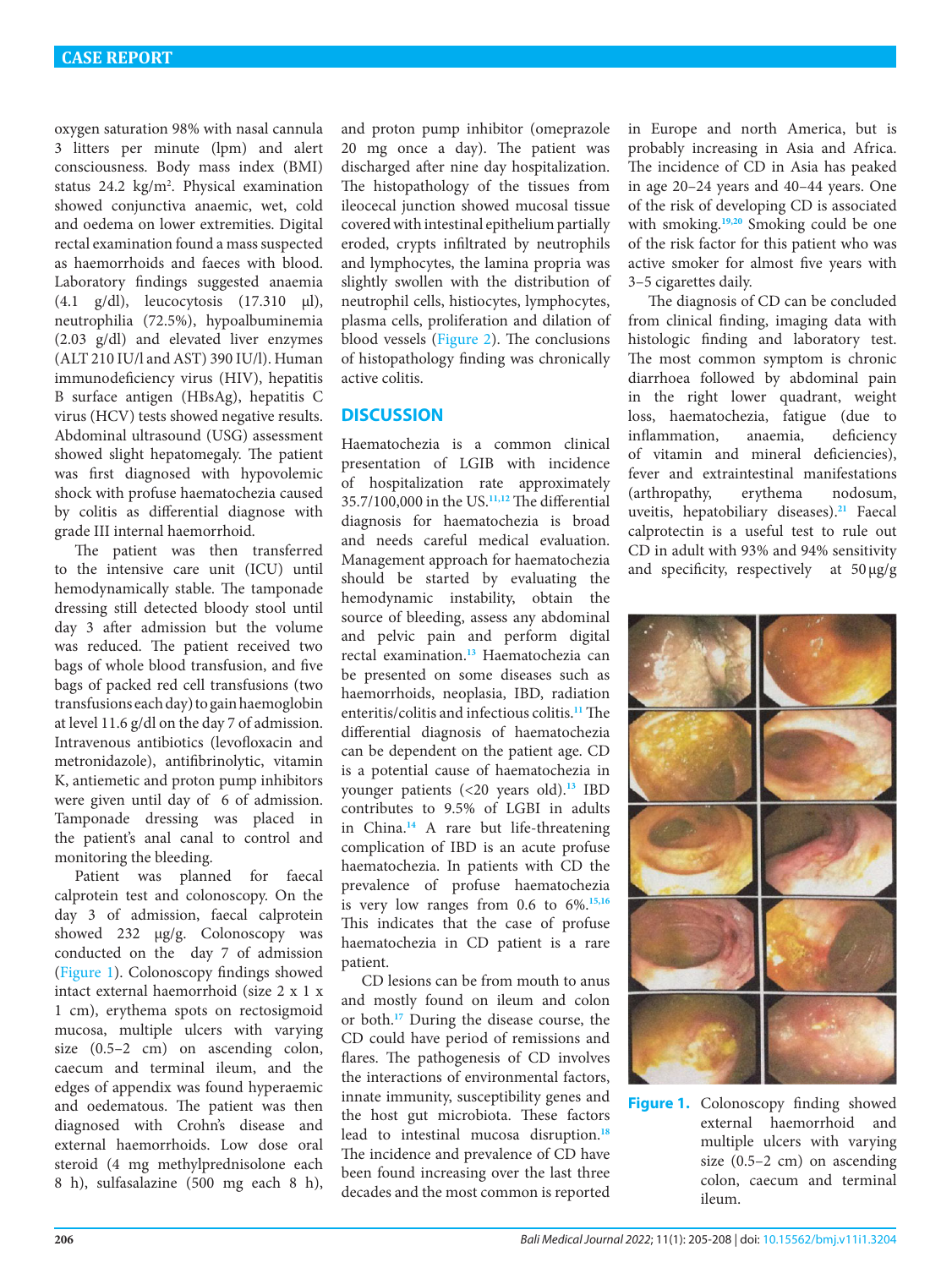oxygen saturation 98% with nasal cannula 3 litters per minute (lpm) and alert consciousness. Body mass index (BMI) status 24.2 kg/m$^2$. Physical examination showed conjunctiva anaemic, wet, cold and oedema on lower extremities. Digital rectal examination found a mass suspected as haemorrhoids and faeces with blood. Laboratory findings suggested anaemia (4.1 g/dl), leucocytosis (17.310 µl), neutrophilia (72.5%), hypoalbuminemia (2.03 g/dl) and elevated liver enzymes (ALT 210 IU/l and AST) 390 IU/l). Human immunodeficiency virus (HIV), hepatitis B surface antigen (HBsAg), hepatitis C virus (HCV) tests showed negative results. Abdominal ultrasound (USG) assessment showed slight hepatomegaly. The patient was first diagnosed with hypovolemic shock with profuse haematochezia caused by colitis as differential diagnose with grade III internal haemorrhoid.

The patient was then transferred to the intensive care unit (ICU) until hemodynamically stable. The tamponade dressing still detected bloody stool until day 3 after admission but the volume was reduced. The patient received two bags of whole blood transfusion, and five bags of packed red cell transfusions (two transfusions each day) to gain haemoglobin at level 11.6 g/dl on the day 7 of admission. Intravenous antibiotics (levofloxacin and metronidazole), antifibrinolytic, vitamin K, antiemetic and proton pump inhibitors were given until day of 6 of admission. Tamponade dressing was placed in the patient's anal canal to control and monitoring the bleeding.

Patient was planned for faecal calprotein test and colonoscopy. On the day 3 of admission, faecal calprotein showed 232 µg/g. Colonoscopy was conducted on the day 7 of admission (Figure 1). Colonoscopy findings showed intact external haemorrhoid (size 2 x 1 x 1 cm), erythema spots on rectosigmoid mucosa, multiple ulcers with varying size (0.5–2 cm) on ascending colon, caecum and terminal ileum, and the edges of appendix was found hyperaemic and oedematous. The patient was then diagnosed with Crohn's disease and external haemorrhoids. Low dose oral steroid (4 mg methylprednisolone each 8 h), sulfasalazine (500 mg each 8 h), and proton pump inhibitor (omeprazole 20 mg once a day). The patient was discharged after nine day hospitalization. The histopathology of the tissues from ileocecal junction showed mucosal tissue covered with intestinal epithelium partially eroded, crypts infiltrated by neutrophils and lymphocytes, the lamina propria was slightly swollen with the distribution of neutrophil cells, histiocytes, lymphocytes, plasma cells, proliferation and dilation of blood vessels (Figure 2). The conclusions of histopathology finding was chronically active colitis.

## DISCUSSION

Haematochezia is a common clinical presentation of LGIB with incidence of hospitalization rate approximately 35.7/100,000 in the US.[11,12] The differential diagnosis for haematochezia is broad and needs careful medical evaluation. Management approach for haematochezia should be started by evaluating the hemodynamic instability, obtain the source of bleeding, assess any abdominal and pelvic pain and perform digital rectal examination.[13] Haematochezia can be presented on some diseases such as haemorrhoids, neoplasia, IBD, radiation enteritis/colitis and infectious colitis.[11] The differential diagnosis of haematochezia can be dependent on the patient age. CD is a potential cause of haematochezia in younger patients (<20 years old).[13] IBD contributes to 9.5% of LGBI in adults in China.[14] A rare but life-threatening complication of IBD is an acute profuse haematochezia. In patients with CD the prevalence of profuse haematochezia is very low ranges from 0.6 to 6%.[15,16] This indicates that the case of profuse haematochezia in CD patient is a rare patient.

CD lesions can be from mouth to anus and mostly found on ileum and colon or both.[17] During the disease course, the CD could have period of remissions and flares. The pathogenesis of CD involves the interactions of environmental factors, innate immunity, susceptibility genes and the host gut microbiota. These factors lead to intestinal mucosa disruption.[18] The incidence and prevalence of CD have been found increasing over the last three decades and the most common is reported in Europe and north America, but is probably increasing in Asia and Africa. The incidence of CD in Asia has peaked in age 20–24 years and 40–44 years. One of the risk of developing CD is associated with smoking.[19,20] Smoking could be one of the risk factor for this patient who was active smoker for almost five years with 3–5 cigarettes daily.

The diagnosis of CD can be concluded from clinical finding, imaging data with histologic finding and laboratory test. The most common symptom is chronic diarrhoea followed by abdominal pain in the right lower quadrant, weight loss, haematochezia, fatigue (due to inflammation, anaemia, deficiency of vitamin and mineral deficiencies), fever and extraintestinal manifestations (arthropathy, erythema nodosum, uveitis, hepatobiliary diseases).[21] Faecal calprotectin is a useful test to rule out CD in adult with 93% and 94% sensitivity and specificity, respectively at 50 µg/g

**Figure 1.** Colonoscopy finding showed external haemorrhoid and multiple ulcers with varying size (0.5–2 cm) on ascending colon, caecum and terminal ileum.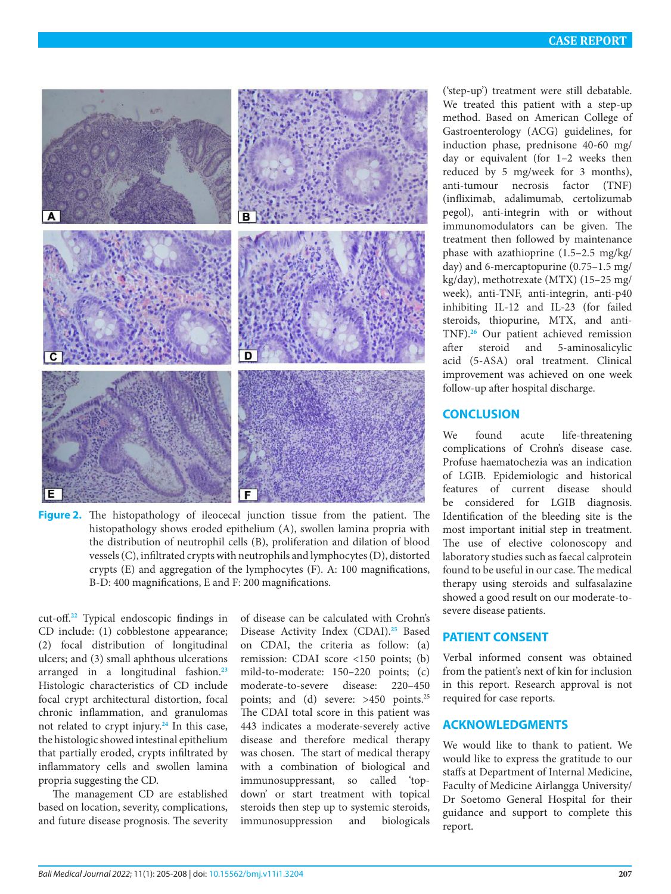Figure 2. The histopathology of ileocecal junction tissue from the patient. The histopathology shows eroded epithelium (A), swollen lamina propria with the distribution of neutrophil cells (B), proliferation and dilation of blood vessels (C), infiltrated crypts with neutrophils and lymphocytes (D), distorted crypts (E) and aggregation of the lymphocytes (F). A: 100 magnifications, B-D: 400 magnifications, E and F: 200 magnifications.

cut-off.[22] Typical endoscopic findings in CD include: (1) cobblestone appearance; (2) focal distribution of longitudinal ulcers; and (3) small aphthous ulcerations arranged in a longitudinal fashion.[23] Histologic characteristics of CD include focal crypt architectural distortion, focal chronic inflammation, and granulomas not related to crypt injury.[24] In this case, the histologic showed intestinal epithelium that partially eroded, crypts infiltrated by inflammatory cells and swollen lamina propria suggesting the CD.

The management CD are established based on location, severity, complications, and future disease prognosis. The severity of disease can be calculated with Crohn's Disease Activity Index (CDAI).[25] Based on CDAI, the criteria as follow: (a) remission: CDAI score <150 points; (b) mild-to-moderate: 150–220 points; (c) moderate-to-severe disease: 220–450 points; and (d) severe: >450 points.[25] The CDAI total score in this patient was 443 indicates a moderate-severely active disease and therefore medical therapy was chosen. The start of medical therapy with a combination of biological and immunosuppressant, so called 'top-down' or start treatment with topical steroids then step up to systemic steroids, immunosuppression and biologicals ('step-up') treatment were still debatable. We treated this patient with a step-up method. Based on American College of Gastroenterology (ACG) guidelines, for induction phase, prednisone 40-60 mg/day or equivalent (for 1–2 weeks then reduced by 5 mg/week for 3 months), anti-tumour necrosis factor (TNF) (infliximab, adalimumab, certolizumab pegol), anti-integrin with or without immunomodulators can be given. The treatment then followed by maintenance phase with azathioprine (1.5–2.5 mg/kg/day) and 6-mercaptopurine (0.75–1.5 mg/kg/day), methotrexate (MTX) (15–25 mg/week), anti-TNF, anti-integrin, anti-p40 inhibiting IL-12 and IL-23 (for failed steroids, thiopurine, MTX, and anti-TNF).[26] Our patient achieved remission after steroid and 5-aminosalicylic acid (5-ASA) oral treatment. Clinical improvement was achieved on one week follow-up after hospital discharge.

## CONCLUSION

We found acute life-threatening complications of Crohn's disease case. Profuse haematochezia was an indication of LGIB. Epidemiologic and historical features of current disease should be considered for LGIB diagnosis. Identification of the bleeding site is the most important initial step in treatment. The use of elective colonoscopy and laboratory studies such as faecal calprotein found to be useful in our case. The medical therapy using steroids and sulfasalazine showed a good result on our moderate-to-severe disease patients.

## PATIENT CONSENT

Verbal informed consent was obtained from the patient's next of kin for inclusion in this report. Research approval is not required for case reports.

## ACKNOWLEDGMENTS

We would like to thank to patient. We would like to express the gratitude to our staffs at Department of Internal Medicine, Faculty of Medicine Airlangga University/Dr Soetomo General Hospital for their guidance and support to complete this report.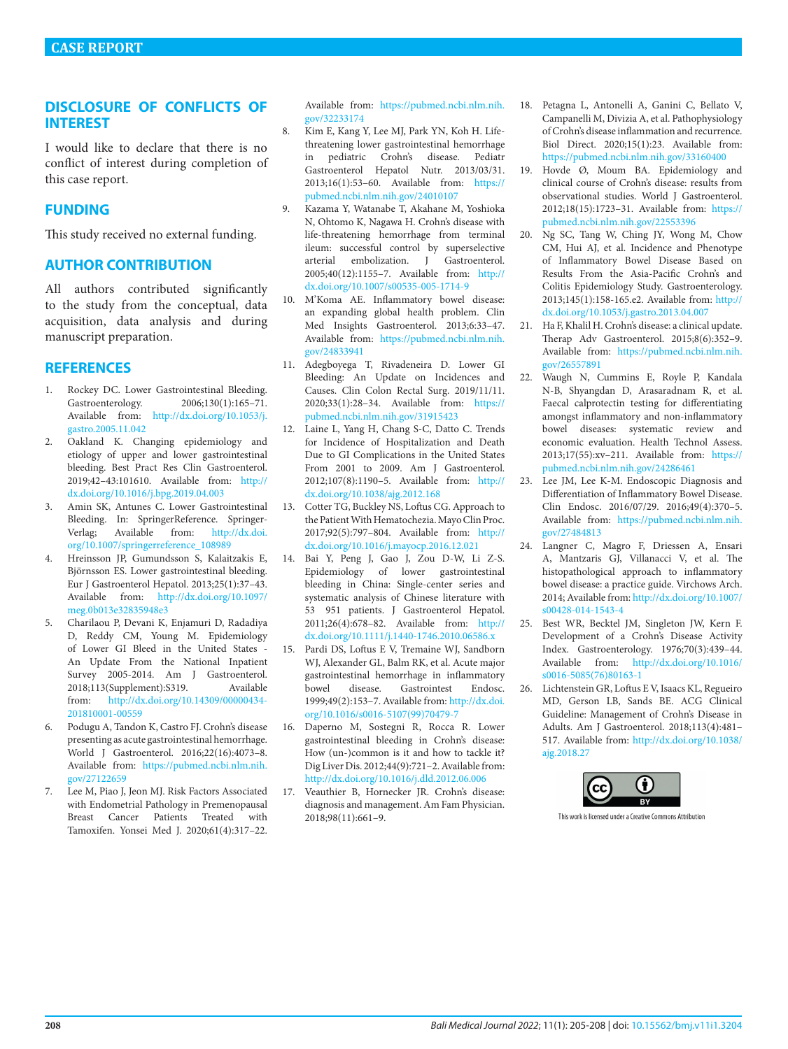## DISCLOSURE OF CONFLICTS OF INTEREST

I would like to declare that there is no conflict of interest during completion of this case report.

## FUNDING

This study received no external funding.

## AUTHOR CONTRIBUTION

All authors contributed significantly to the study from the conceptual, data acquisition, data analysis and during manuscript preparation.

## REFERENCES

1. Rockey DC. Lower Gastrointestinal Bleeding. Gastroenterology. 2006;130(1):165–71. Available from: http://dx.doi.org/10.1053/j.gastro.2005.11.042
2. Oakland K. Changing epidemiology and etiology of upper and lower gastrointestinal bleeding. Best Pract Res Clin Gastroenterol. 2019;42–43:101610. Available from: http://dx.doi.org/10.1016/j.bpg.2019.04.003
3. Amin SK, Antunes C. Lower Gastrointestinal Bleeding. In: SpringerReference. Springer-Verlag; Available from: http://dx.doi.org/10.1007/springerreference_108989
4. Hreinsson JP, Gumundsson S, Kalaitzakis E, Björnsson ES. Lower gastrointestinal bleeding. Eur J Gastroenterol Hepatol. 2013;25(1):37–43. Available from: http://dx.doi.org/10.1097/meg.0b013e32835948e3
5. Charilaou P, Devani K, Enjamuri D, Radadiya D, Reddy CM, Young M. Epidemiology of Lower GI Bleed in the United States - An Update From the National Inpatient Survey 2005-2014. Am J Gastroenterol. 2018;113(Supplement):S319. Available from: http://dx.doi.org/10.14309/00000434-201810001-00559
6. Podugu A, Tandon K, Castro FJ. Crohn's disease presenting as acute gastrointestinal hemorrhage. World J Gastroenterol. 2016;22(16):4073–8. Available from: https://pubmed.ncbi.nlm.nih.gov/27122659
7. Lee M, Piao J, Jeon MJ. Risk Factors Associated with Endometrial Pathology in Premenopausal Breast Cancer Patients Treated with Tamoxifen. Yonsei Med J. 2020;61(4):317–22. Available from: https://pubmed.ncbi.nlm.nih.gov/32233174
8. Kim E, Kang Y, Lee MJ, Park YN, Koh H. Life-threatening lower gastrointestinal hemorrhage in pediatric Crohn's disease. Pediatr Gastroenterol Hepatol Nutr. 2013/03/31. 2013;16(1):53–60. Available from: https://pubmed.ncbi.nlm.nih.gov/24010107
9. Kazama Y, Watanabe T, Akahane M, Yoshioka N, Ohtomo K, Nagawa H. Crohn's disease with life-threatening hemorrhage from terminal ileum: successful control by superselective arterial embolization. J Gastroenterol. 2005;40(12):1155–7. Available from: http://dx.doi.org/10.1007/s00535-005-1714-9
10. M'Koma AE. Inflammatory bowel disease: an expanding global health problem. Clin Med Insights Gastroenterol. 2013;6:33–47. Available from: https://pubmed.ncbi.nlm.nih.gov/24833941
11. Adegboyega T, Rivadeneira D. Lower GI Bleeding: An Update on Incidences and Causes. Clin Colon Rectal Surg. 2019/11/11. 2020;33(1):28–34. Available from: https://pubmed.ncbi.nlm.nih.gov/31915423
12. Laine L, Yang H, Chang S-C, Datto C. Trends for Incidence of Hospitalization and Death Due to GI Complications in the United States From 2001 to 2009. Am J Gastroenterol. 2012;107(8):1190–5. Available from: http://dx.doi.org/10.1038/ajg.2012.168
13. Cotter TG, Buckley NS, Loftus CG. Approach to the Patient With Hematochezia. Mayo Clin Proc. 2017;92(5):797–804. Available from: http://dx.doi.org/10.1016/j.mayocp.2016.12.021
14. Bai Y, Peng J, Gao J, Zou D-W, Li Z-S. Epidemiology of lower gastrointestinal bleeding in China: Single-center series and systematic analysis of Chinese literature with 53 951 patients. J Gastroenterol Hepatol. 2011;26(4):678–82. Available from: http://dx.doi.org/10.1111/j.1440-1746.2010.06586.x
15. Pardi DS, Loftus E V, Tremaine WJ, Sandborn WJ, Alexander GL, Balm RK, et al. Acute major gastrointestinal hemorrhage in inflammatory bowel disease. Gastrointest Endosc. 1999;49(2):153–7. Available from: http://dx.doi.org/10.1016/s0016-5107(99)70479-7
16. Daperno M, Sostegni R, Rocca R. Lower gastrointestinal bleeding in Crohn's disease: How (un-)common is it and how to tackle it? Dig Liver Dis. 2012;44(9):721–2. Available from: http://dx.doi.org/10.1016/j.dld.2012.06.006
17. Veauthier B, Hornecker JR. Crohn's disease: diagnosis and management. Am Fam Physician. 2018;98(11):661–9.
18. Petagna L, Antonelli A, Ganini C, Bellato V, Campanelli M, Divizia A, et al. Pathophysiology of Crohn's disease inflammation and recurrence. Biol Direct. 2020;15(1):23. Available from: https://pubmed.ncbi.nlm.nih.gov/33160400
19. Hovde Ø, Moum BA. Epidemiology and clinical course of Crohn's disease: results from observational studies. World J Gastroenterol. 2012;18(15):1723–31. Available from: https://pubmed.ncbi.nlm.nih.gov/22553396
20. Ng SC, Tang W, Ching JY, Wong M, Chow CM, Hui AJ, et al. Incidence and Phenotype of Inflammatory Bowel Disease Based on Results From the Asia-Pacific Crohn's and Colitis Epidemiology Study. Gastroenterology. 2013;145(1):158-165.e2. Available from: http://dx.doi.org/10.1053/j.gastro.2013.04.007
21. Ha F, Khalil H. Crohn's disease: a clinical update. Therap Adv Gastroenterol. 2015;8(6):352–9. Available from: https://pubmed.ncbi.nlm.nih.gov/26557891
22. Waugh N, Cummins E, Royle P, Kandala N-B, Shyangdan D, Arasaradnam R, et al. Faecal calprotectin testing for differentiating amongst inflammatory and non-inflammatory bowel diseases: systematic review and economic evaluation. Health Technol Assess. 2013;17(55):xv–211. Available from: https://pubmed.ncbi.nlm.nih.gov/24286461
23. Lee JM, Lee K-M. Endoscopic Diagnosis and Differentiation of Inflammatory Bowel Disease. Clin Endosc. 2016/07/29. 2016;49(4):370–5. Available from: https://pubmed.ncbi.nlm.nih.gov/27484813
24. Langner C, Magro F, Driessen A, Ensari A, Mantzaris GJ, Villanacci V, et al. The histopathological approach to inflammatory bowel disease: a practice guide. Virchows Arch. 2014; Available from: http://dx.doi.org/10.1007/s00428-014-1543-4
25. Best WR, Becktel JM, Singleton JW, Kern F. Development of a Crohn's Disease Activity Index. Gastroenterology. 1976;70(3):439–44. Available from: http://dx.doi.org/10.1016/s0016-5085(76)80163-1
26. Lichtenstein GR, Loftus E V, Isaacs KL, Regueiro MD, Gerson LB, Sands BE. ACG Clinical Guideline: Management of Crohn's Disease in Adults. Am J Gastroenterol. 2018;113(4):481–517. Available from: http://dx.doi.org/10.1038/ajg.2018.27

This work is licensed under a Creative Commons Attribution